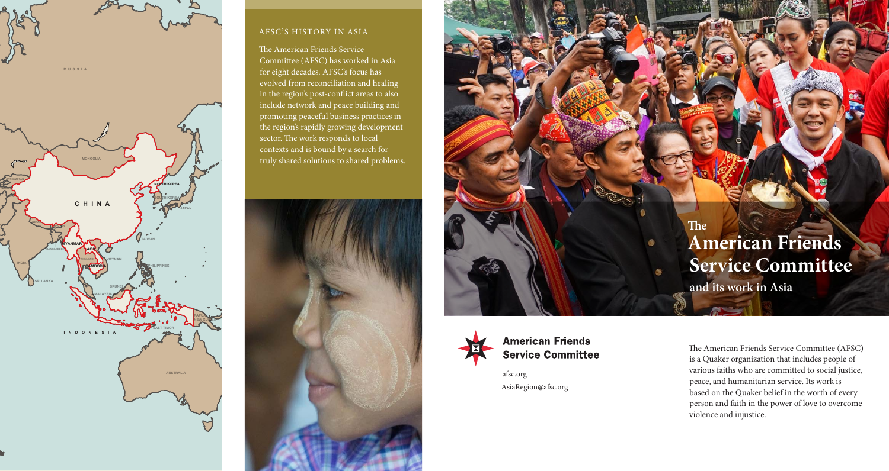## AFSC'S HISTORY IN ASIA

The American Friends Service Committee (AFSC) has worked in Asia for eight decades. AFSC's focus has evolved from reconciliation and healing in the region's post-conflict areas to also include network and peace building and promoting peaceful business practices in the region's rapidly growing development sector. The work responds to local contexts and is bound by a search for truly shared solutions to shared problems.

# The American Friends Service Committee and its work in Asia

**American Friends Service Committee**

afsc.org

AsiaRegion@afsc.org

The American Friends Service Committee (AFSC) is a Quaker organization that includes people of various faiths who are committed to social justice, peace, and humanitarian service. Its work is based on the Quaker belief in the worth of every person and faith in the power of love to overcome violence and injustice.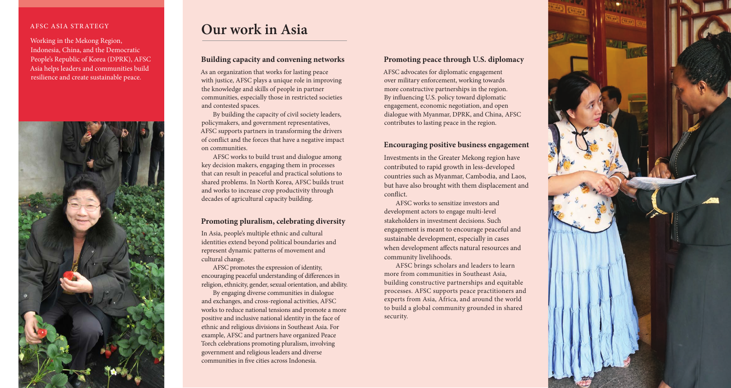AFSC ASIA STRATEGY

Working in the Mekong Region, Indonesia, China, and the Democratic People's Republic of Korea (DPRK), AFSC Asia helps leaders and communities build resilience and create sustainable peace.

# Our work in Asia

## Building capacity and convening networks

As an organization that works for lasting peace with justice, AFSC plays a unique role in improving the knowledge and skills of people in partner communities, especially those in restricted societies and contested spaces.

By building the capacity of civil society leaders, policymakers, and government representatives, AFSC supports partners in transforming the drivers of conflict and the forces that have a negative impact on communities.

AFSC works to build trust and dialogue among key decision makers, engaging them in processes that can result in peaceful and practical solutions to shared problems. In North Korea, AFSC builds trust and works to increase crop productivity through decades of agricultural capacity building.

## Promoting pluralism, celebrating diversity

In Asia, people's multiple ethnic and cultural identities extend beyond political boundaries and represent dynamic patterns of movement and cultural change.

AFSC promotes the expression of identity, encouraging peaceful understanding of differences in religion, ethnicity, gender, sexual orientation, and ability.

By engaging diverse communities in dialogue and exchanges, and cross-regional activities, AFSC works to reduce national tensions and promote a more positive and inclusive national identity in the face of ethnic and religious divisions in Southeast Asia. For example, AFSC and partners have organized Peace Torch celebrations promoting pluralism, involving government and religious leaders and diverse communities in five cities across Indonesia.

## Promoting peace through U.S. diplomacy

AFSC advocates for diplomatic engagement over military enforcement, working towards more constructive partnerships in the region. By influencing U.S. policy toward diplomatic engagement, economic negotiation, and open dialogue with Myanmar, DPRK, and China, AFSC contributes to lasting peace in the region.

## Encouraging positive business engagement

Investments in the Greater Mekong region have contributed to rapid growth in less-developed countries such as Myanmar, Cambodia, and Laos, but have also brought with them displacement and conflict.

AFSC works to sensitize investors and development actors to engage multi-level stakeholders in investment decisions. Such engagement is meant to encourage peaceful and sustainable development, especially in cases when development affects natural resources and community livelihoods.

AFSC brings scholars and leaders to learn more from communities in Southeast Asia, building constructive partnerships and equitable processes. AFSC supports peace practitioners and experts from Asia, Africa, and around the world to build a global community grounded in shared security.